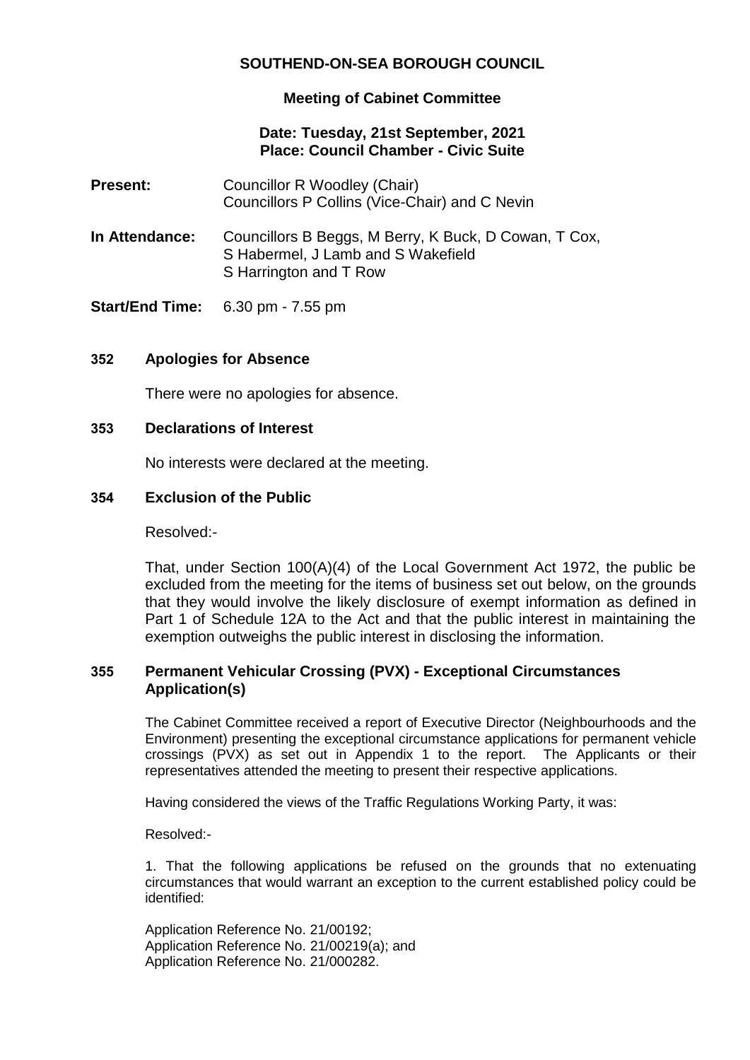# SOUTHEND-ON-SEA BOROUGH COUNCIL

## Meeting of Cabinet Committee

**Date: Tuesday, 21st September, 2021**
**Place: Council Chamber - Civic Suite**

**Present:** Councillor R Woodley (Chair)
Councillors P Collins (Vice-Chair) and C Nevin

**In Attendance:** Councillors B Beggs, M Berry, K Buck, D Cowan, T Cox, S Habermel, J Lamb and S Wakefield
S Harrington and T Row

**Start/End Time:** 6.30 pm - 7.55 pm

### 352 Apologies for Absence

There were no apologies for absence.

### 353 Declarations of Interest

No interests were declared at the meeting.

### 354 Exclusion of the Public

Resolved:-

That, under Section 100(A)(4) of the Local Government Act 1972, the public be excluded from the meeting for the items of business set out below, on the grounds that they would involve the likely disclosure of exempt information as defined in Part 1 of Schedule 12A to the Act and that the public interest in maintaining the exemption outweighs the public interest in disclosing the information.

### 355 Permanent Vehicular Crossing (PVX) - Exceptional Circumstances Application(s)

The Cabinet Committee received a report of Executive Director (Neighbourhoods and the Environment) presenting the exceptional circumstance applications for permanent vehicle crossings (PVX) as set out in Appendix 1 to the report. The Applicants or their representatives attended the meeting to present their respective applications.

Having considered the views of the Traffic Regulations Working Party, it was:

Resolved:-

1. That the following applications be refused on the grounds that no extenuating circumstances that would warrant an exception to the current established policy could be identified:

Application Reference No. 21/00192;
Application Reference No. 21/00219(a); and
Application Reference No. 21/000282.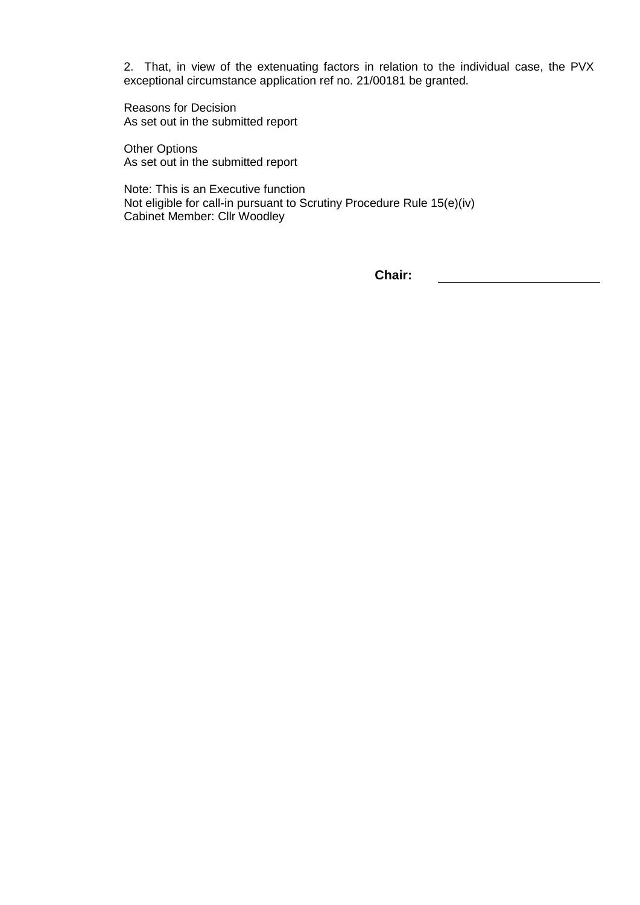2. That, in view of the extenuating factors in relation to the individual case, the PVX exceptional circumstance application ref no. 21/00181 be granted.

Reasons for Decision
As set out in the submitted report

Other Options
As set out in the submitted report

Note: This is an Executive function
Not eligible for call-in pursuant to Scrutiny Procedure Rule 15(e)(iv)
Cabinet Member: Cllr Woodley

**Chair:** ______________________